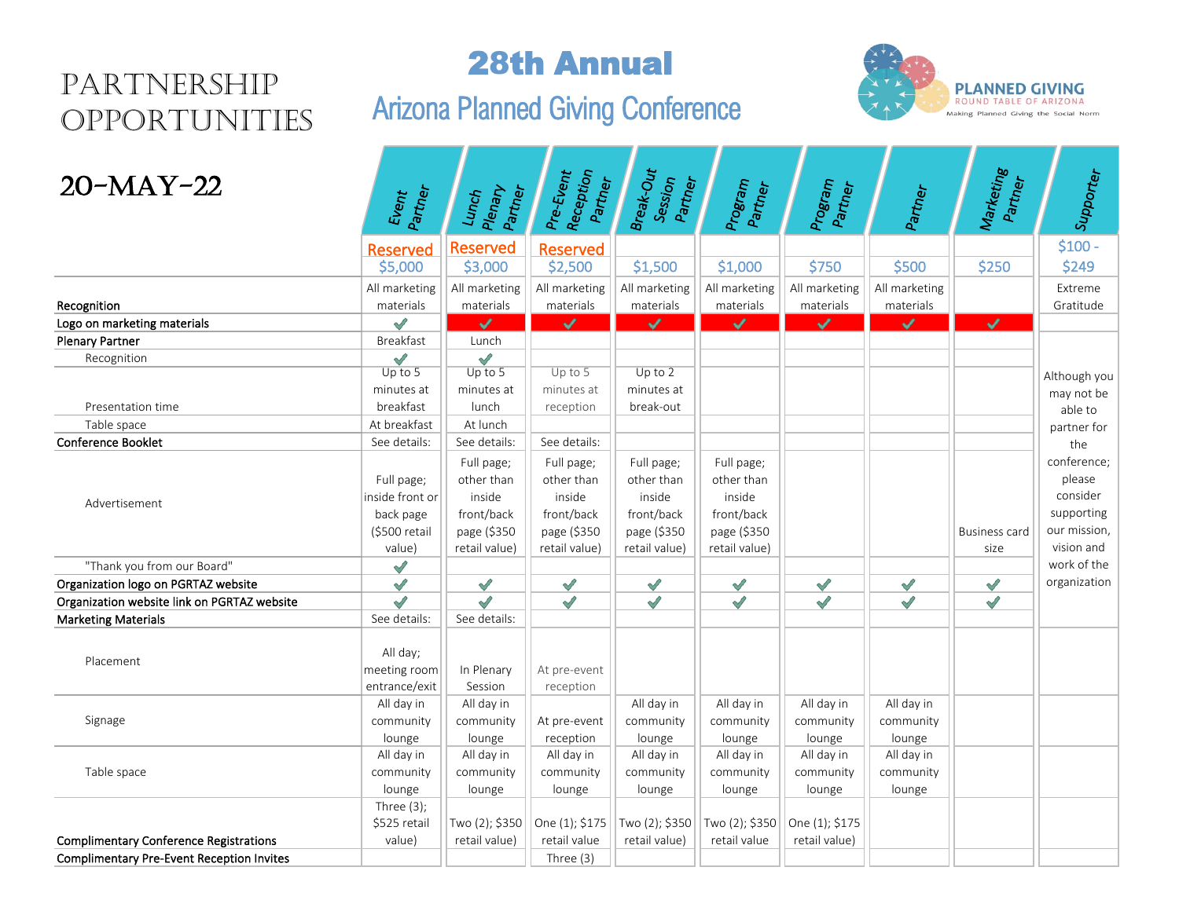# PARTNERSHIP OPPORTUNITIES

# 28th Annual
## Arizona Planned Giving Conference

PLANNED GIVING
ROUND TABLE OF ARIZONA
Making Planned Giving the Social Norm

## 20-MAY-22

| | Event Partner | Lunch Plenary Partner | Pre-Event Reception Partner | Break-Out Session Partner | Program Partner | Program Partner | Partner | Marketing Partner | Supporter |
|---|---|---|---|---|---|---|---|---|---|
| | Reserved $5,000 | Reserved $3,000 | Reserved $2,500 | $1,500 | $1,000 | $750 | $500 | $250 | $100 - $249 |
| **Recognition** | All marketing materials | All marketing materials | All marketing materials | All marketing materials | All marketing materials | All marketing materials | All marketing materials | | Extreme Gratitude |
| **Logo on marketing materials** | ✓ | ✓ | ✓ | ✓ | ✓ | ✓ | ✓ | ✓ | |
| **Plenary Partner** | Breakfast | Lunch | | | | | | | Although you may not be able to partner for the conference; please consider supporting our mission, vision and work of the organization |
| Recognition | ✓ | ✓ | | | | | | | |
| Presentation time | Up to 5 minutes at breakfast | Up to 5 minutes at lunch | Up to 5 minutes at reception | Up to 2 minutes at break-out | | | | | |
| Table space | At breakfast | At lunch | | | | | | | |
| **Conference Booklet** | See details: | See details: | See details: | | | | | | |
| Advertisement | Full page; inside front or back page ($500 retail value) | Full page; other than inside front/back page ($350 retail value) | Full page; other than inside front/back page ($350 retail value) | Full page; other than inside front/back page ($350 retail value) | Full page; other than inside front/back page ($350 retail value) | | | Business card size | |
| "Thank you from our Board" | ✓ | | | | | | | | |
| **Organization logo on PGRTAZ website** | ✓ | ✓ | ✓ | ✓ | ✓ | ✓ | ✓ | ✓ | |
| **Organization website link on PGRTAZ website** | ✓ | ✓ | ✓ | ✓ | ✓ | ✓ | ✓ | ✓ | |
| **Marketing Materials** | See details: | See details: | | | | | | | |
| Placement | All day; meeting room entrance/exit | In Plenary Session | At pre-event reception | | | | | | |
| Signage | All day in community lounge | All day in community lounge | At pre-event reception | All day in community lounge | All day in community lounge | All day in community lounge | All day in community lounge | | |
| Table space | All day in community lounge | All day in community lounge | All day in community lounge | All day in community lounge | All day in community lounge | All day in community lounge | All day in community lounge | | |
| **Complimentary Conference Registrations** | Three (3); $525 retail value) | Two (2); $350 retail value) | One (1); $175 retail value | Two (2); $350 retail value) | Two (2); $350 retail value | One (1); $175 retail value) | | | |
| **Complimentary Pre-Event Reception Invites** | | | Three (3) | | | | | | |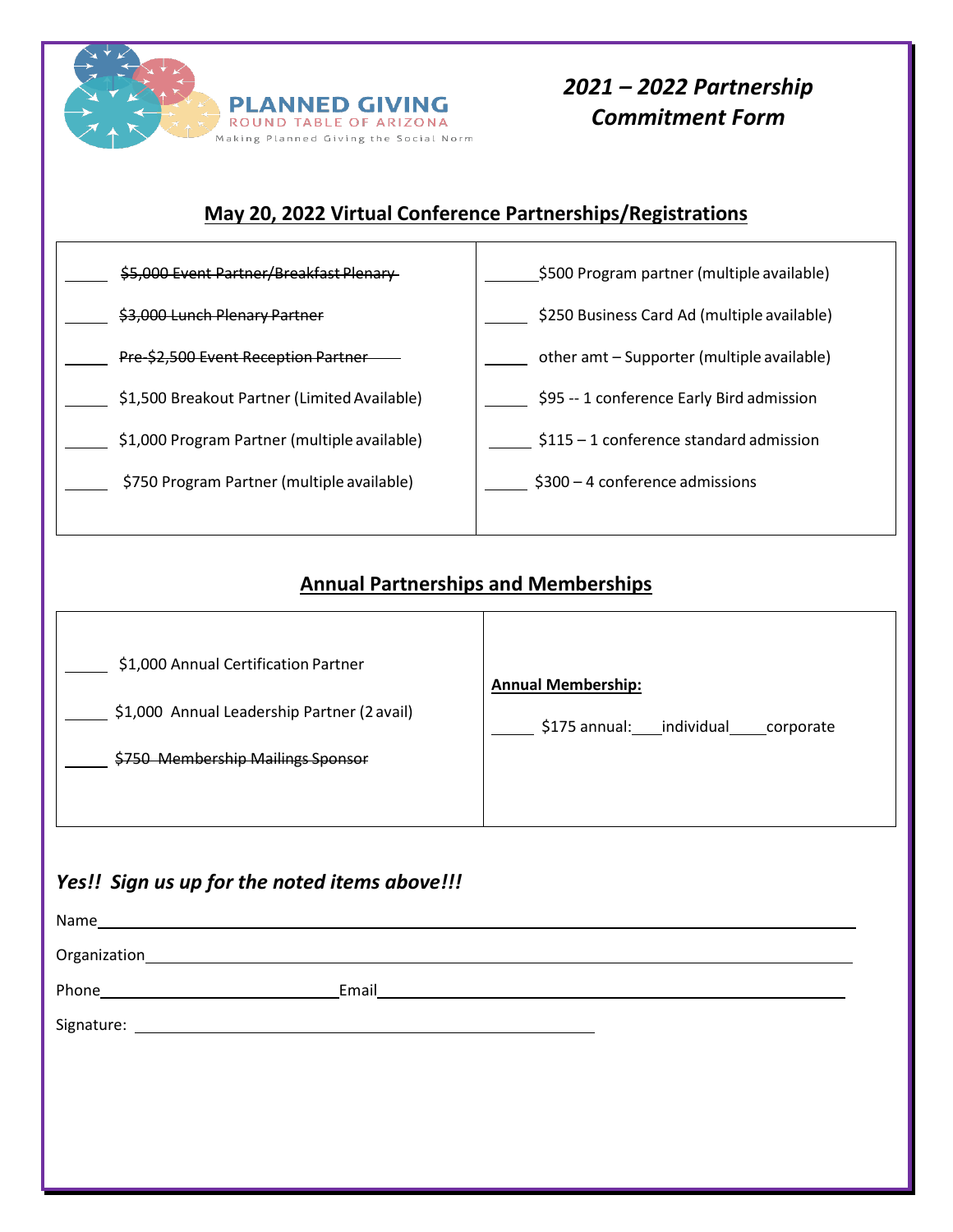PLANNED GIVING
ROUND TABLE OF ARIZONA
Making Planned Giving the Social Norm

# *2021 – 2022 Partnership Commitment Form*

## May 20, 2022 Virtual Conference Partnerships/Registrations

| | |
|---|---|
| _____ ~~$5,000 Event Partner/Breakfast Plenary~~ | _____ $500 Program partner (multiple available) |
| _____ ~~$3,000 Lunch Plenary Partner~~ | _____ $250 Business Card Ad (multiple available) |
| _____ ~~Pre-$2,500 Event Reception Partner~~ | _____ other amt – Supporter (multiple available) |
| _____ $1,500 Breakout Partner (Limited Available) | _____ $95 -- 1 conference Early Bird admission |
| _____ $1,000 Program Partner (multiple available) | _____ $115 – 1 conference standard admission |
| _____ $750 Program Partner (multiple available) | _____ $300 – 4 conference admissions |

## Annual Partnerships and Memberships

| | |
|---|---|
| _____ $1,000 Annual Certification Partner<br>_____ $1,000 Annual Leadership Partner (2 avail)<br>_____ ~~$750 Membership Mailings Sponsor~~ | **Annual Membership:**<br>_____ $175 annual: ____individual ____corporate |

### *Yes!! Sign us up for the noted items above!!!*

Name______________________________________________________________

Organization_________________________________________________________

Phone___________________________ Email__________________________________

Signature: ____________________________________________